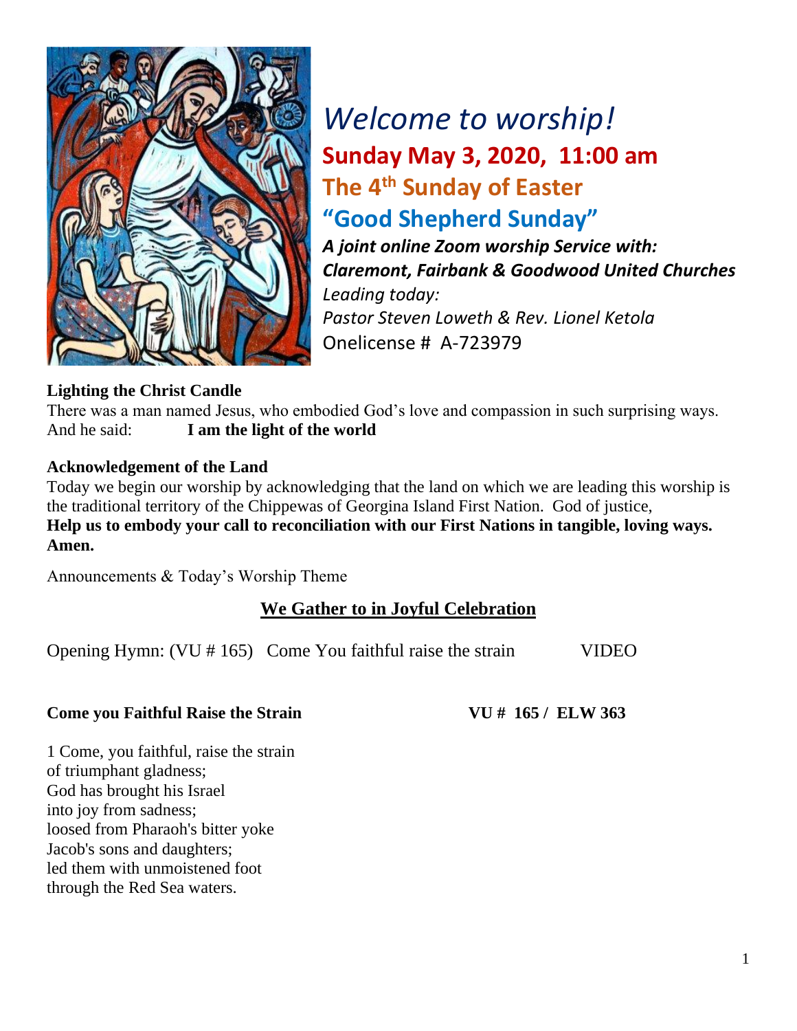# *Welcome to worship!*

## **Sunday May 3, 2020, 11:00 am**

## **The 4th Sunday of Easter**

## **"Good Shepherd Sunday"**

***A joint online Zoom worship Service with:***
***Claremont, Fairbank & Goodwood United Churches***
*Leading today:*
*Pastor Steven Loweth & Rev. Lionel Ketola*
Onelicense # A-723979

**Lighting the Christ Candle**

There was a man named Jesus, who embodied God's love and compassion in such surprising ways.
And he said: **I am the light of the world**

**Acknowledgement of the Land**

Today we begin our worship by acknowledging that the land on which we are leading this worship is the traditional territory of the Chippewas of Georgina Island First Nation. God of justice,
**Help us to embody your call to reconciliation with our First Nations in tangible, loving ways. Amen.**

Announcements & Today's Worship Theme

## **We Gather to in Joyful Celebration**

Opening Hymn: (VU # 165) Come You faithful raise the strain VIDEO

**Come you Faithful Raise the Strain** **VU # 165 / ELW 363**

1 Come, you faithful, raise the strain
of triumphant gladness;
God has brought his Israel
into joy from sadness;
loosed from Pharaoh's bitter yoke
Jacob's sons and daughters;
led them with unmoistened foot
through the Red Sea waters.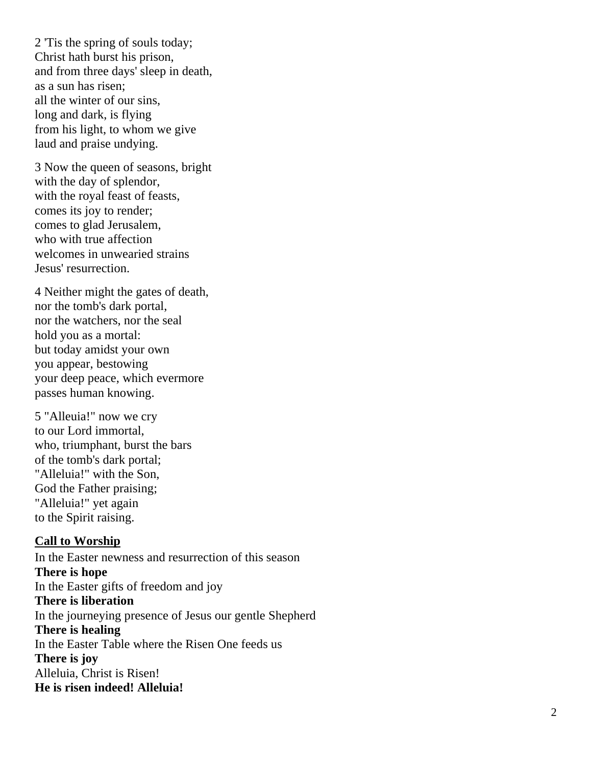2 'Tis the spring of souls today;
Christ hath burst his prison,
and from three days' sleep in death,
as a sun has risen;
all the winter of our sins,
long and dark, is flying
from his light, to whom we give
laud and praise undying.

3 Now the queen of seasons, bright
with the day of splendor,
with the royal feast of feasts,
comes its joy to render;
comes to glad Jerusalem,
who with true affection
welcomes in unwearied strains
Jesus' resurrection.

4 Neither might the gates of death,
nor the tomb's dark portal,
nor the watchers, nor the seal
hold you as a mortal:
but today amidst your own
you appear, bestowing
your deep peace, which evermore
passes human knowing.

5 "Alleuia!" now we cry
to our Lord immortal,
who, triumphant, burst the bars
of the tomb's dark portal;
"Alleluia!" with the Son,
God the Father praising;
"Alleluia!" yet again
to the Spirit raising.

**Call to Worship**

In the Easter newness and resurrection of this season
**There is hope**
In the Easter gifts of freedom and joy
**There is liberation**
In the journeying presence of Jesus our gentle Shepherd
**There is healing**
In the Easter Table where the Risen One feeds us
**There is joy**
Alleluia, Christ is Risen!
**He is risen indeed! Alleluia!**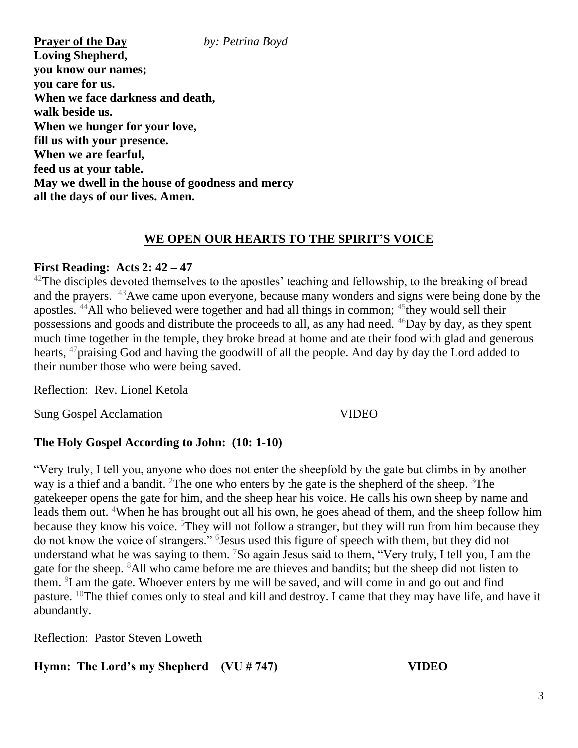**Prayer of the Day** *by: Petrina Boyd*

**Loving Shepherd,**
**you know our names;**
**you care for us.**
**When we face darkness and death,**
**walk beside us.**
**When we hunger for your love,**
**fill us with your presence.**
**When we are fearful,**
**feed us at your table.**
**May we dwell in the house of goodness and mercy**
**all the days of our lives. Amen.**

## WE OPEN OUR HEARTS TO THE SPIRIT'S VOICE

**First Reading: Acts 2: 42 – 47**

[42]The disciples devoted themselves to the apostles' teaching and fellowship, to the breaking of bread and the prayers. [43]Awe came upon everyone, because many wonders and signs were being done by the apostles. [44]All who believed were together and had all things in common; [45]they would sell their possessions and goods and distribute the proceeds to all, as any had need. [46]Day by day, as they spent much time together in the temple, they broke bread at home and ate their food with glad and generous hearts, [47]praising God and having the goodwill of all the people. And day by day the Lord added to their number those who were being saved.

Reflection: Rev. Lionel Ketola

Sung Gospel Acclamation VIDEO

**The Holy Gospel According to John: (10: 1-10)**

"Very truly, I tell you, anyone who does not enter the sheepfold by the gate but climbs in by another way is a thief and a bandit. [2]The one who enters by the gate is the shepherd of the sheep. [3]The gatekeeper opens the gate for him, and the sheep hear his voice. He calls his own sheep by name and leads them out. [4]When he has brought out all his own, he goes ahead of them, and the sheep follow him because they know his voice. [5]They will not follow a stranger, but they will run from him because they do not know the voice of strangers." [6]Jesus used this figure of speech with them, but they did not understand what he was saying to them. [7]So again Jesus said to them, "Very truly, I tell you, I am the gate for the sheep. [8]All who came before me are thieves and bandits; but the sheep did not listen to them. [9]I am the gate. Whoever enters by me will be saved, and will come in and go out and find pasture. [10]The thief comes only to steal and kill and destroy. I came that they may have life, and have it abundantly.

Reflection: Pastor Steven Loweth

**Hymn: The Lord's my Shepherd (VU # 747) VIDEO**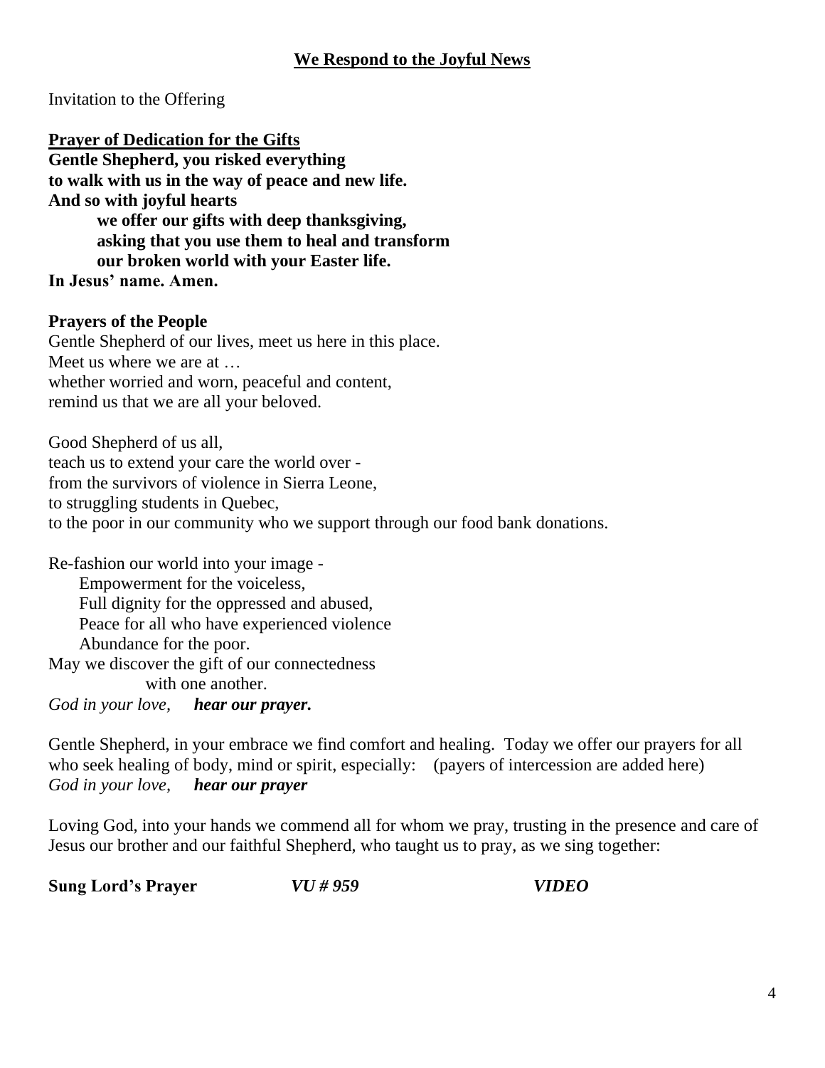## We Respond to the Joyful News

Invitation to the Offering

**Prayer of Dedication for the Gifts**

**Gentle Shepherd, you risked everything**
**to walk with us in the way of peace and new life.**
**And so with joyful hearts**
**we offer our gifts with deep thanksgiving,**
**asking that you use them to heal and transform**
**our broken world with your Easter life.**
**In Jesus' name. Amen.**

**Prayers of the People**

Gentle Shepherd of our lives, meet us here in this place.
Meet us where we are at …
whether worried and worn, peaceful and content,
remind us that we are all your beloved.

Good Shepherd of us all,
teach us to extend your care the world over -
from the survivors of violence in Sierra Leone,
to struggling students in Quebec,
to the poor in our community who we support through our food bank donations.

Re-fashion our world into your image -
Empowerment for the voiceless,
Full dignity for the oppressed and abused,
Peace for all who have experienced violence
Abundance for the poor.
May we discover the gift of our connectedness
with one another.
*God in your love,* ***hear our prayer.***

Gentle Shepherd, in your embrace we find comfort and healing. Today we offer our prayers for all who seek healing of body, mind or spirit, especially: (payers of intercession are added here)
*God in your love,* ***hear our prayer***

Loving God, into your hands we commend all for whom we pray, trusting in the presence and care of Jesus our brother and our faithful Shepherd, who taught us to pray, as we sing together:

**Sung Lord's Prayer** ***VU # 959*** ***VIDEO***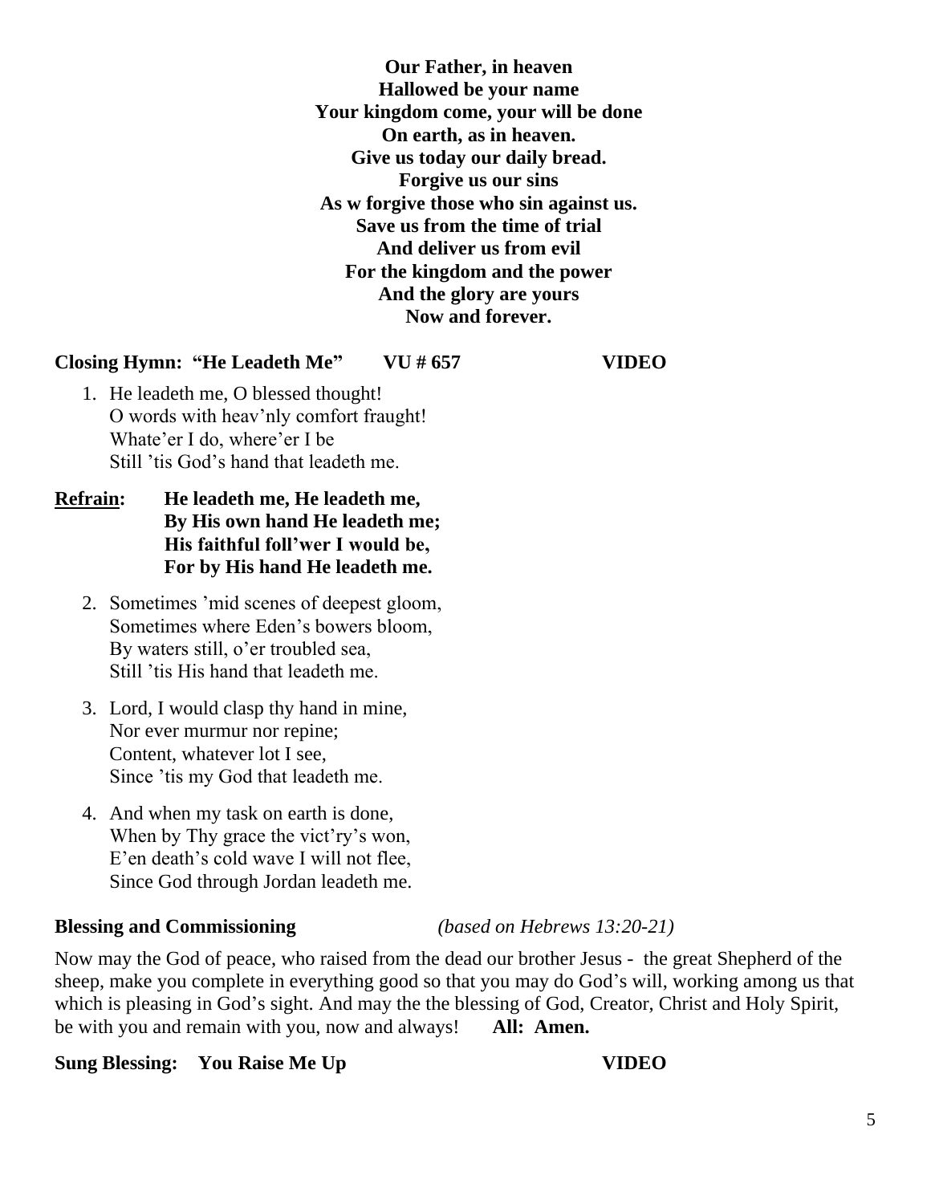**Our Father, in heaven**
**Hallowed be your name**
**Your kingdom come, your will be done**
**On earth, as in heaven.**
**Give us today our daily bread.**
**Forgive us our sins**
**As w forgive those who sin against us.**
**Save us from the time of trial**
**And deliver us from evil**
**For the kingdom and the power**
**And the glory are yours**
**Now and forever.**

**Closing Hymn: "He Leadeth Me" VU # 657 VIDEO**

1. He leadeth me, O blessed thought!
   O words with heav'nly comfort fraught!
   Whate'er I do, where'er I be
   Still 'tis God's hand that leadeth me.

**Refrain:** **He leadeth me, He leadeth me,**
**By His own hand He leadeth me;**
**His faithful foll'wer I would be,**
**For by His hand He leadeth me.**

2. Sometimes 'mid scenes of deepest gloom,
   Sometimes where Eden's bowers bloom,
   By waters still, o'er troubled sea,
   Still 'tis His hand that leadeth me.

3. Lord, I would clasp thy hand in mine,
   Nor ever murmur nor repine;
   Content, whatever lot I see,
   Since 'tis my God that leadeth me.

4. And when my task on earth is done,
   When by Thy grace the vict'ry's won,
   E'en death's cold wave I will not flee,
   Since God through Jordan leadeth me.

**Blessing and Commissioning** *(based on Hebrews 13:20-21)*

Now may the God of peace, who raised from the dead our brother Jesus - the great Shepherd of the sheep, make you complete in everything good so that you may do God's will, working among us that which is pleasing in God's sight. And may the the blessing of God, Creator, Christ and Holy Spirit, be with you and remain with you, now and always! **All: Amen.**

**Sung Blessing: You Raise Me Up VIDEO**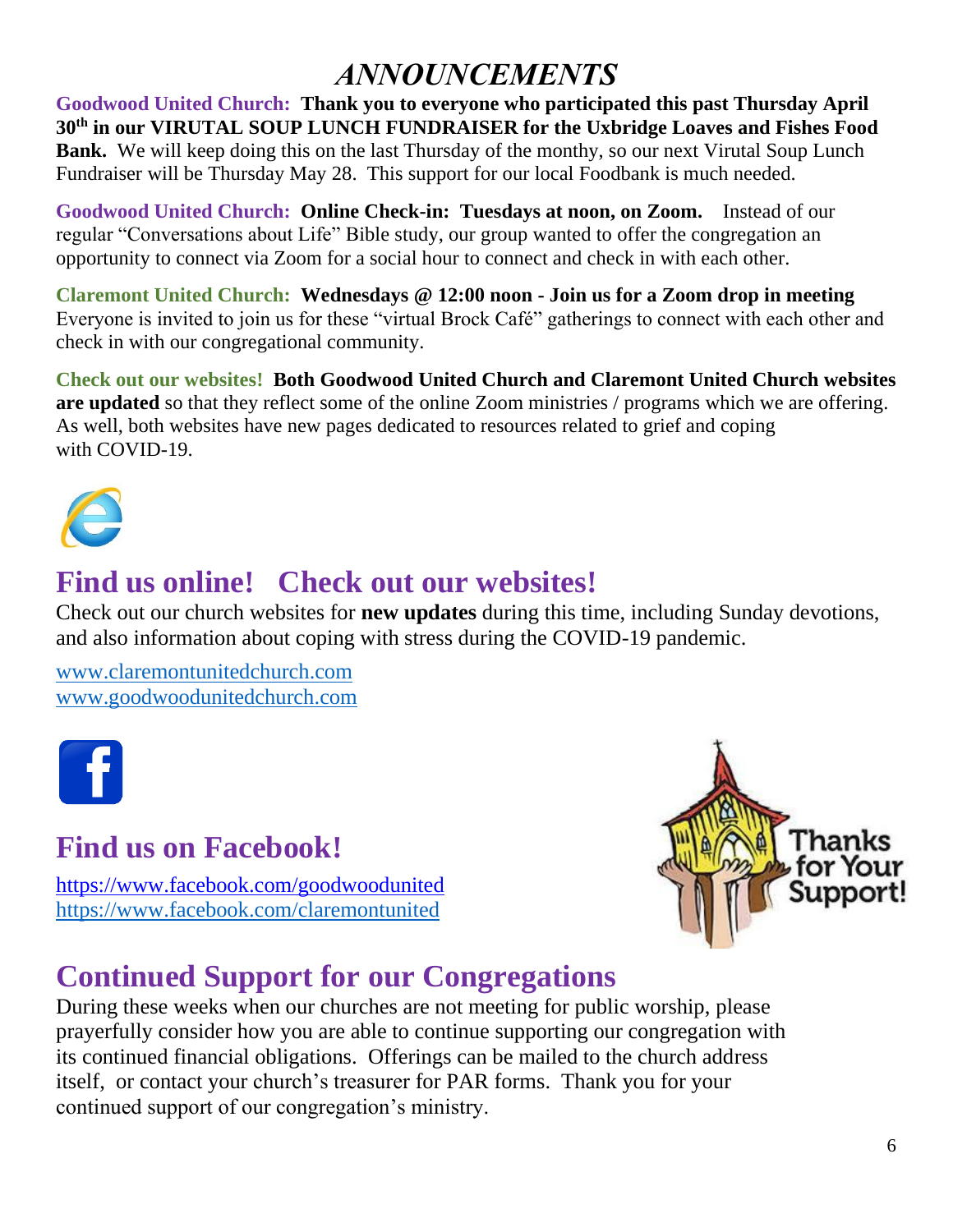// ANNOUNCEMENTS

**Goodwood United Church: Thank you to everyone who participated this past Thursday April 30th in our VIRUTAL SOUP LUNCH FUNDRAISER for the Uxbridge Loaves and Fishes Food Bank.** We will keep doing this on the last Thursday of the monthy, so our next Virutal Soup Lunch Fundraiser will be Thursday May 28. This support for our local Foodbank is much needed.

**Goodwood United Church: Online Check-in: Tuesdays at noon, on Zoom.** Instead of our regular "Conversations about Life" Bible study, our group wanted to offer the congregation an opportunity to connect via Zoom for a social hour to connect and check in with each other.

**Claremont United Church: Wednesdays @ 12:00 noon - Join us for a Zoom drop in meeting** Everyone is invited to join us for these "virtual Brock Café" gatherings to connect with each other and check in with our congregational community.

**Check out our websites! Both Goodwood United Church and Claremont United Church websites are updated** so that they reflect some of the online Zoom ministries / programs which we are offering. As well, both websites have new pages dedicated to resources related to grief and coping with COVID-19.

## Find us online! Check out our websites!

Check out our church websites for **new updates** during this time, including Sunday devotions, and also information about coping with stress during the COVID-19 pandemic.

www.claremontunitedchurch.com
www.goodwoodunitedchurch.com

## Find us on Facebook!

https://www.facebook.com/goodwoodunited
https://www.facebook.com/claremontunited

Thanks for Your Support!

## Continued Support for our Congregations

During these weeks when our churches are not meeting for public worship, please prayerfully consider how you are able to continue supporting our congregation with its continued financial obligations. Offerings can be mailed to the church address itself, or contact your church's treasurer for PAR forms. Thank you for your continued support of our congregation's ministry.